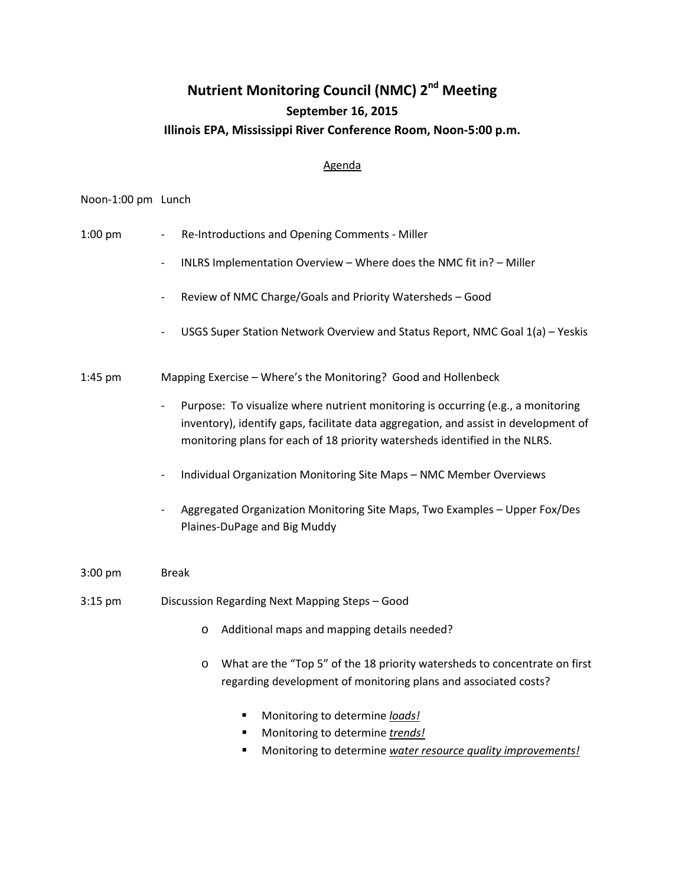# Nutrient Monitoring Council (NMC) 2nd Meeting

## September 16, 2015

### Illinois EPA, Mississippi River Conference Room, Noon-5:00 p.m.

Agenda

Noon-1:00 pm Lunch

1:00 pm

- Re-Introductions and Opening Comments - Miller
- INLRS Implementation Overview – Where does the NMC fit in? – Miller
- Review of NMC Charge/Goals and Priority Watersheds – Good
- USGS Super Station Network Overview and Status Report, NMC Goal 1(a) – Yeskis

1:45 pm Mapping Exercise – Where's the Monitoring? Good and Hollenbeck

- Purpose: To visualize where nutrient monitoring is occurring (e.g., a monitoring inventory), identify gaps, facilitate data aggregation, and assist in development of monitoring plans for each of 18 priority watersheds identified in the NLRS.
- Individual Organization Monitoring Site Maps – NMC Member Overviews
- Aggregated Organization Monitoring Site Maps, Two Examples – Upper Fox/Des Plaines-DuPage and Big Muddy

3:00 pm Break

3:15 pm Discussion Regarding Next Mapping Steps – Good

- Additional maps and mapping details needed?
- What are the "Top 5" of the 18 priority watersheds to concentrate on first regarding development of monitoring plans and associated costs?
  - Monitoring to determine ***loads!***
  - Monitoring to determine ***trends!***
  - Monitoring to determine ***water resource quality improvements!***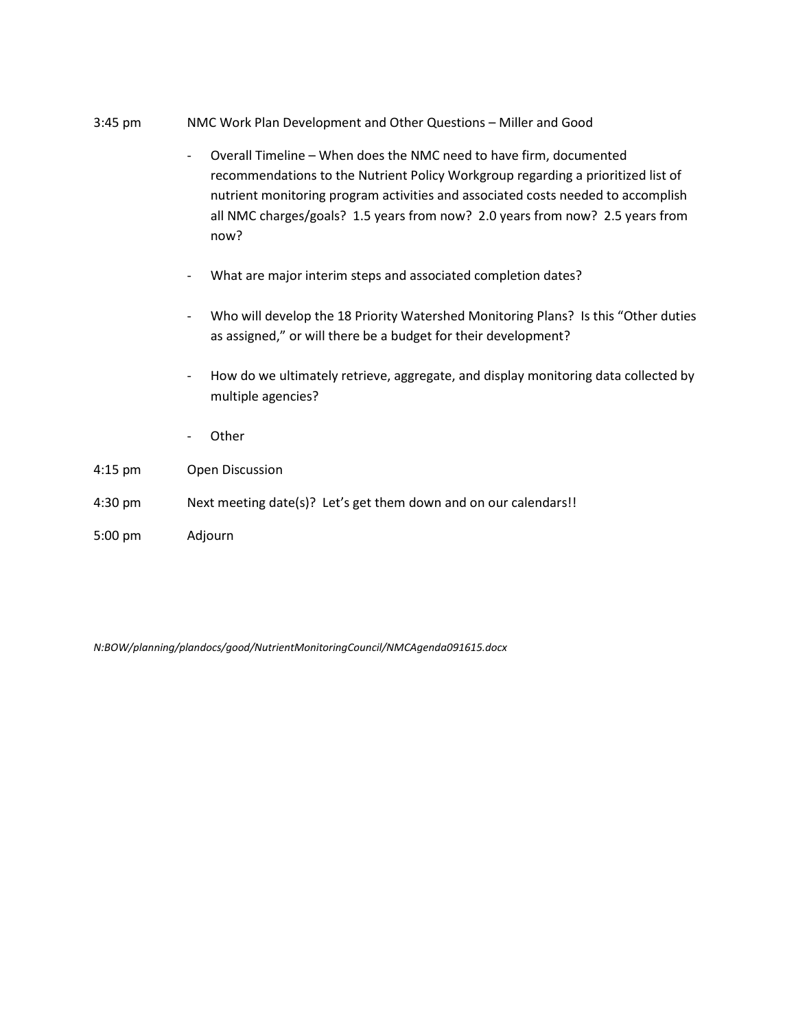3:45 pm NMC Work Plan Development and Other Questions – Miller and Good

- Overall Timeline – When does the NMC need to have firm, documented recommendations to the Nutrient Policy Workgroup regarding a prioritized list of nutrient monitoring program activities and associated costs needed to accomplish all NMC charges/goals? 1.5 years from now? 2.0 years from now? 2.5 years from now?

- What are major interim steps and associated completion dates?

- Who will develop the 18 Priority Watershed Monitoring Plans? Is this "Other duties as assigned," or will there be a budget for their development?

- How do we ultimately retrieve, aggregate, and display monitoring data collected by multiple agencies?

- Other

4:15 pm Open Discussion

4:30 pm Next meeting date(s)? Let's get them down and on our calendars!!

5:00 pm Adjourn

*N:BOW/planning/plandocs/good/NutrientMonitoringCouncil/NMCAgenda091615.docx*